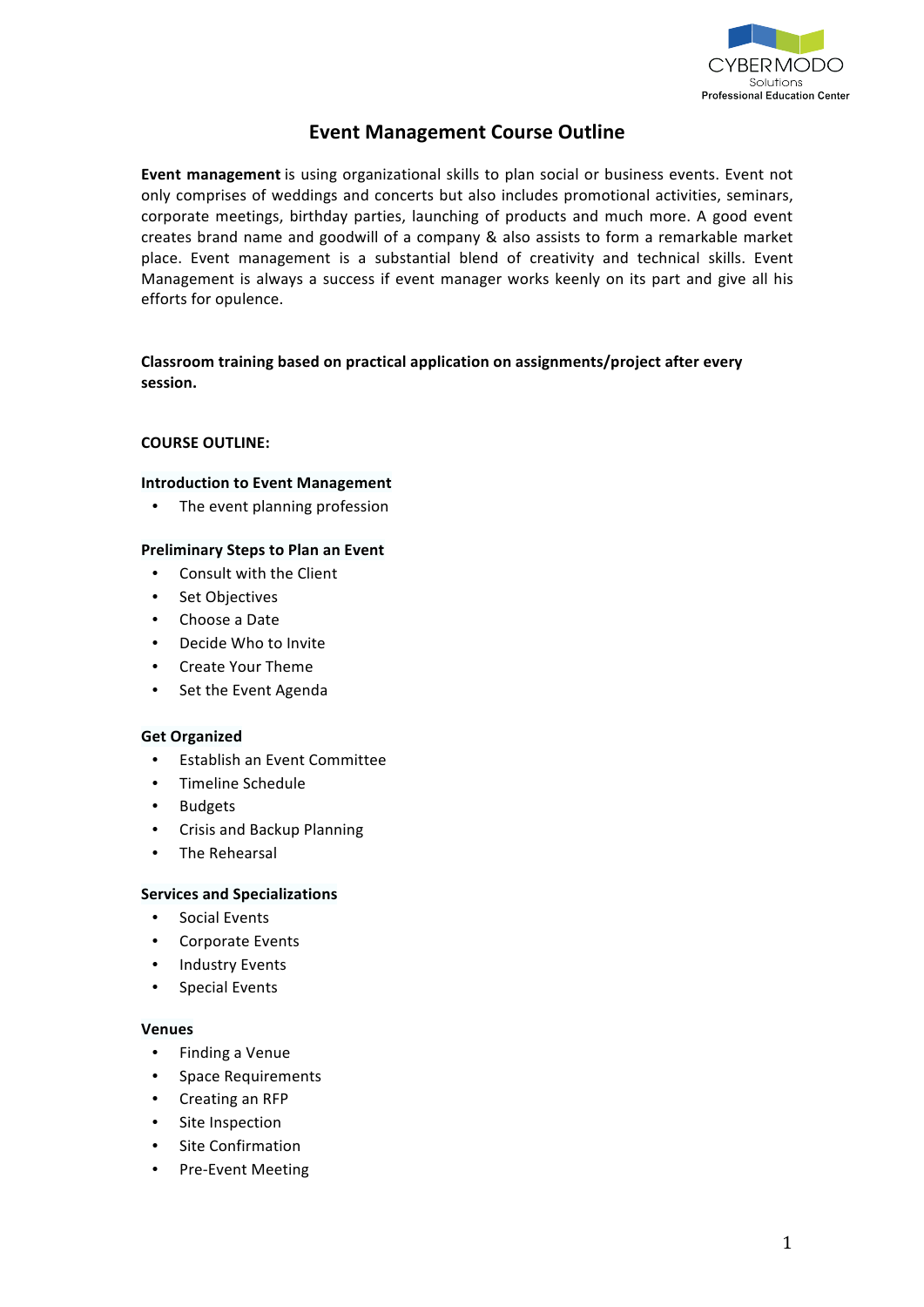# Event Management Course Outline

**Event management** is using organizational skills to plan social or business events. Event not only comprises of weddings and concerts but also includes promotional activities, seminars, corporate meetings, birthday parties, launching of products and much more. A good event creates brand name and goodwill of a company & also assists to form a remarkable market place. Event management is a substantial blend of creativity and technical skills. Event Management is always a success if event manager works keenly on its part and give all his efforts for opulence.

**Classroom training based on practical application on assignments/project after every session.**

**COURSE OUTLINE:**

### Introduction to Event Management

- The event planning profession

### Preliminary Steps to Plan an Event

- Consult with the Client
- Set Objectives
- Choose a Date
- Decide Who to Invite
- Create Your Theme
- Set the Event Agenda

### Get Organized

- Establish an Event Committee
- Timeline Schedule
- Budgets
- Crisis and Backup Planning
- The Rehearsal

### Services and Specializations

- Social Events
- Corporate Events
- Industry Events
- Special Events

### Venues

- Finding a Venue
- Space Requirements
- Creating an RFP
- Site Inspection
- Site Confirmation
- Pre-Event Meeting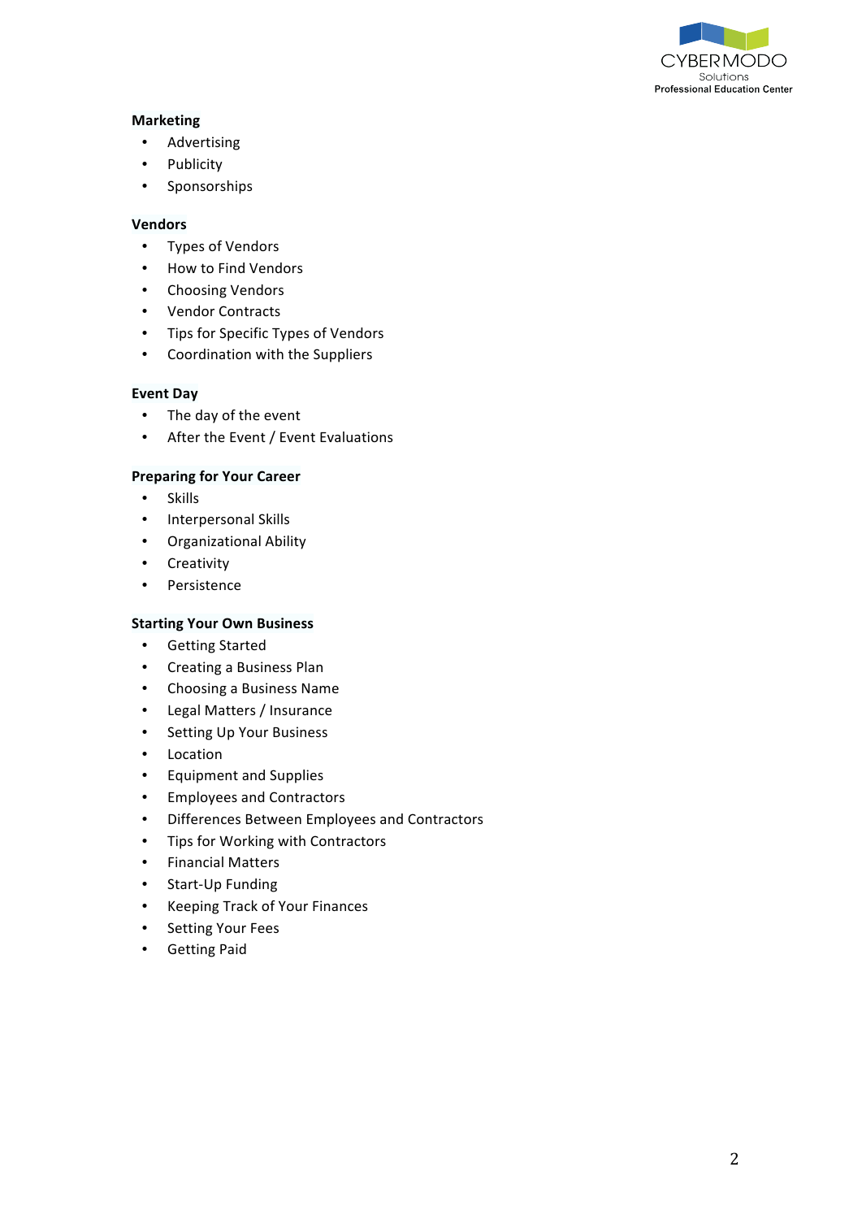**Marketing**

- Advertising
- Publicity
- Sponsorships

**Vendors**

- Types of Vendors
- How to Find Vendors
- Choosing Vendors
- Vendor Contracts
- Tips for Specific Types of Vendors
- Coordination with the Suppliers

**Event Day**

- The day of the event
- After the Event / Event Evaluations

**Preparing for Your Career**

- Skills
- Interpersonal Skills
- Organizational Ability
- Creativity
- Persistence

**Starting Your Own Business**

- Getting Started
- Creating a Business Plan
- Choosing a Business Name
- Legal Matters / Insurance
- Setting Up Your Business
- Location
- Equipment and Supplies
- Employees and Contractors
- Differences Between Employees and Contractors
- Tips for Working with Contractors
- Financial Matters
- Start-Up Funding
- Keeping Track of Your Finances
- Setting Your Fees
- Getting Paid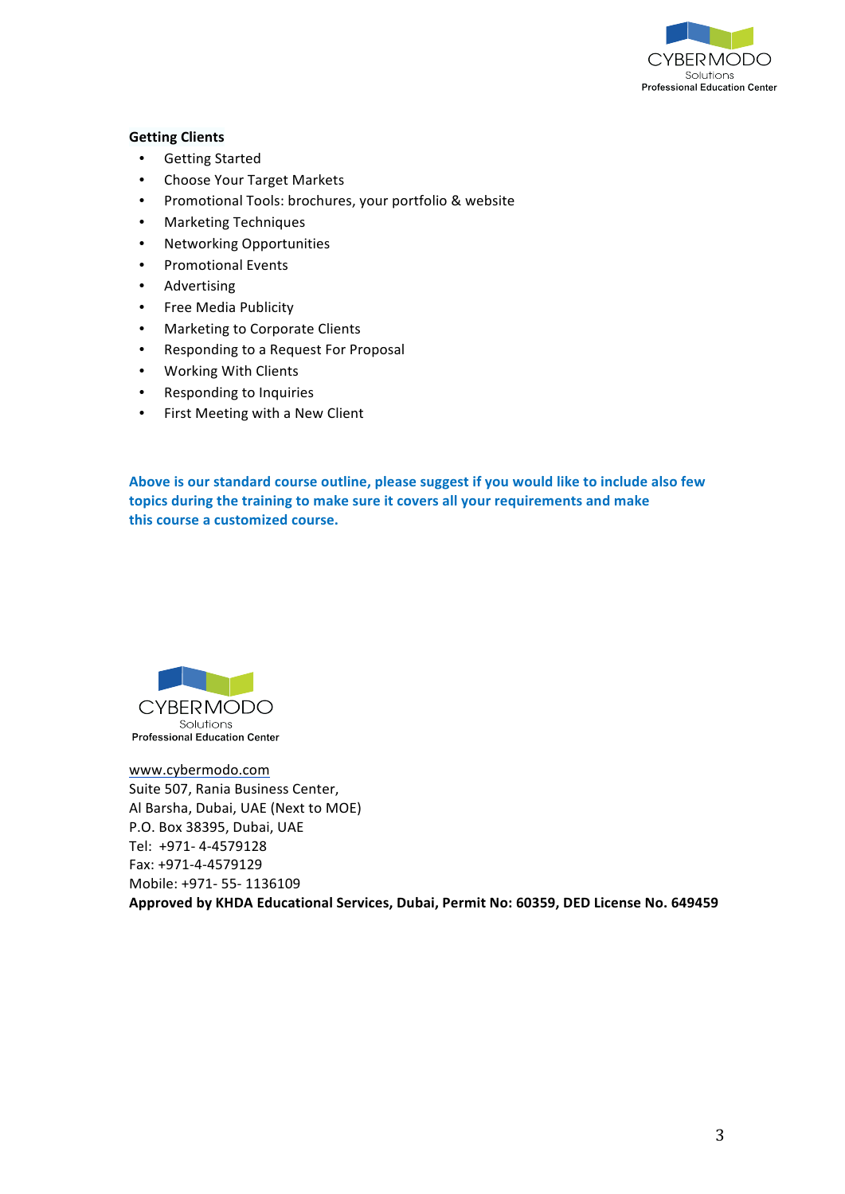**Getting Clients**

- Getting Started
- Choose Your Target Markets
- Promotional Tools: brochures, your portfolio & website
- Marketing Techniques
- Networking Opportunities
- Promotional Events
- Advertising
- Free Media Publicity
- Marketing to Corporate Clients
- Responding to a Request For Proposal
- Working With Clients
- Responding to Inquiries
- First Meeting with a New Client

**Above is our standard course outline, please suggest if you would like to include also few topics during the training to make sure it covers all your requirements and make this course a customized course.**

CYBERMODO
Solutions
Professional Education Center

www.cybermodo.com
Suite 507, Rania Business Center,
Al Barsha, Dubai, UAE (Next to MOE)
P.O. Box 38395, Dubai, UAE
Tel: +971- 4-4579128
Fax: +971-4-4579129
Mobile: +971- 55- 1136109
**Approved by KHDA Educational Services, Dubai, Permit No: 60359, DED License No. 649459**